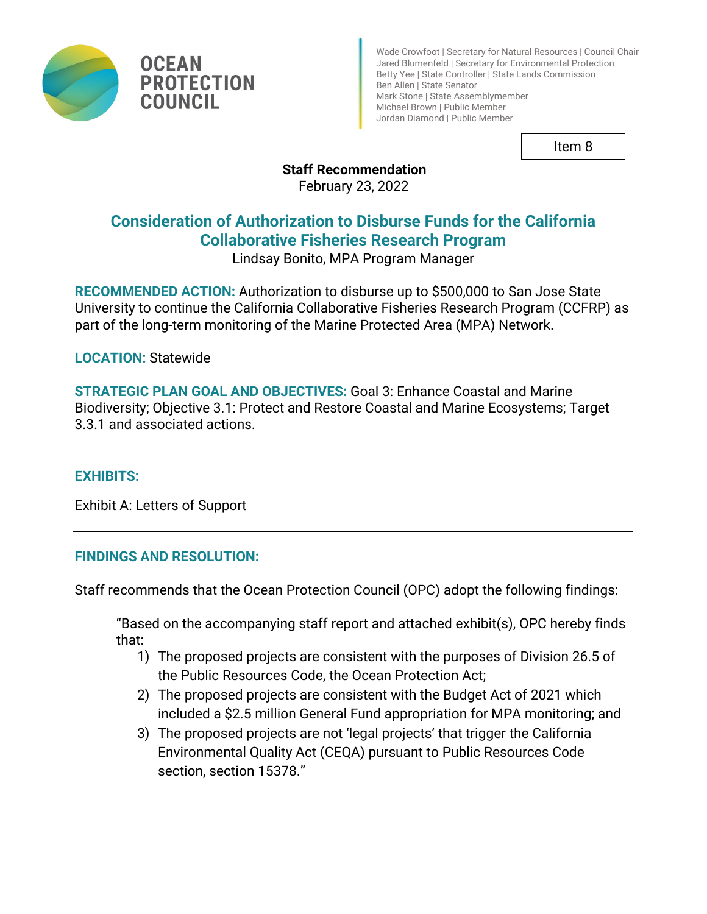# OCEAN PROTECTION COUNCIL

Wade Crowfoot | Secretary for Natural Resources | Council Chair
Jared Blumenfeld | Secretary for Environmental Protection
Betty Yee | State Controller | State Lands Commission
Ben Allen | State Senator
Mark Stone | State Assemblymember
Michael Brown | Public Member
Jordan Diamond | Public Member

Item 8

**Staff Recommendation**
February 23, 2022

## Consideration of Authorization to Disburse Funds for the California Collaborative Fisheries Research Program

Lindsay Bonito, MPA Program Manager

**RECOMMENDED ACTION:** Authorization to disburse up to $500,000 to San Jose State University to continue the California Collaborative Fisheries Research Program (CCFRP) as part of the long-term monitoring of the Marine Protected Area (MPA) Network.

**LOCATION:** Statewide

**STRATEGIC PLAN GOAL AND OBJECTIVES:** Goal 3: Enhance Coastal and Marine Biodiversity; Objective 3.1: Protect and Restore Coastal and Marine Ecosystems; Target 3.3.1 and associated actions.

---

**EXHIBITS:**

Exhibit A: Letters of Support

---

**FINDINGS AND RESOLUTION:**

Staff recommends that the Ocean Protection Council (OPC) adopt the following findings:

> "Based on the accompanying staff report and attached exhibit(s), OPC hereby finds that:
> 1) The proposed projects are consistent with the purposes of Division 26.5 of the Public Resources Code, the Ocean Protection Act;
> 2) The proposed projects are consistent with the Budget Act of 2021 which included a $2.5 million General Fund appropriation for MPA monitoring; and
> 3) The proposed projects are not 'legal projects' that trigger the California Environmental Quality Act (CEQA) pursuant to Public Resources Code section, section 15378."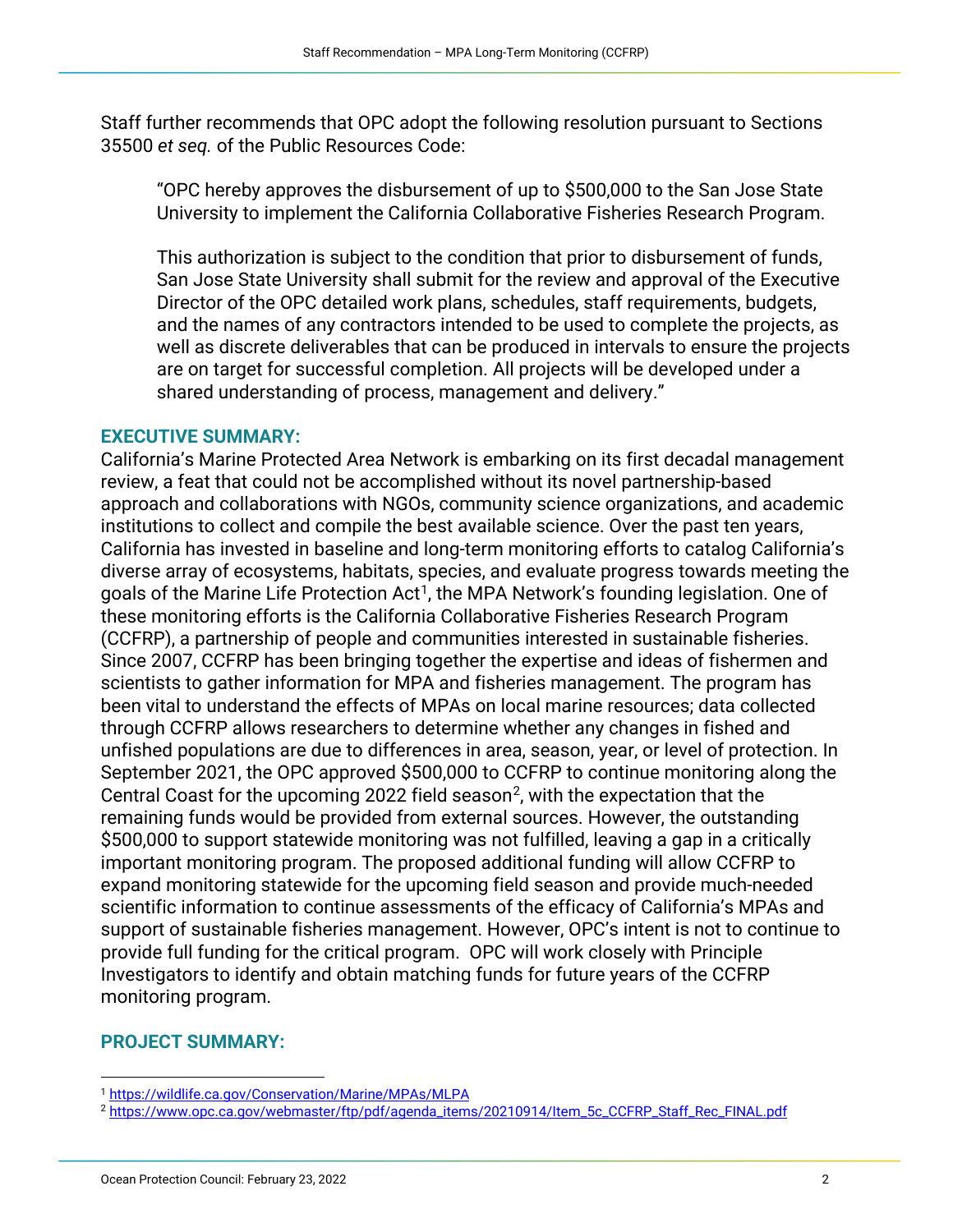Staff further recommends that OPC adopt the following resolution pursuant to Sections 35500 *et seq.* of the Public Resources Code:

> "OPC hereby approves the disbursement of up to $500,000 to the San Jose State University to implement the California Collaborative Fisheries Research Program.
>
> This authorization is subject to the condition that prior to disbursement of funds, San Jose State University shall submit for the review and approval of the Executive Director of the OPC detailed work plans, schedules, staff requirements, budgets, and the names of any contractors intended to be used to complete the projects, as well as discrete deliverables that can be produced in intervals to ensure the projects are on target for successful completion. All projects will be developed under a shared understanding of process, management and delivery."

## EXECUTIVE SUMMARY:

California's Marine Protected Area Network is embarking on its first decadal management review, a feat that could not be accomplished without its novel partnership-based approach and collaborations with NGOs, community science organizations, and academic institutions to collect and compile the best available science. Over the past ten years, California has invested in baseline and long-term monitoring efforts to catalog California's diverse array of ecosystems, habitats, species, and evaluate progress towards meeting the goals of the Marine Life Protection Act[1], the MPA Network's founding legislation. One of these monitoring efforts is the California Collaborative Fisheries Research Program (CCFRP), a partnership of people and communities interested in sustainable fisheries. Since 2007, CCFRP has been bringing together the expertise and ideas of fishermen and scientists to gather information for MPA and fisheries management. The program has been vital to understand the effects of MPAs on local marine resources; data collected through CCFRP allows researchers to determine whether any changes in fished and unfished populations are due to differences in area, season, year, or level of protection. In September 2021, the OPC approved $500,000 to CCFRP to continue monitoring along the Central Coast for the upcoming 2022 field season[2], with the expectation that the remaining funds would be provided from external sources. However, the outstanding $500,000 to support statewide monitoring was not fulfilled, leaving a gap in a critically important monitoring program. The proposed additional funding will allow CCFRP to expand monitoring statewide for the upcoming field season and provide much-needed scientific information to continue assessments of the efficacy of California's MPAs and support of sustainable fisheries management. However, OPC's intent is not to continue to provide full funding for the critical program. OPC will work closely with Principle Investigators to identify and obtain matching funds for future years of the CCFRP monitoring program.

## PROJECT SUMMARY:

[1] https://wildlife.ca.gov/Conservation/Marine/MPAs/MLPA

[2] https://www.opc.ca.gov/webmaster/ftp/pdf/agenda_items/20210914/Item_5c_CCFRP_Staff_Rec_FINAL.pdf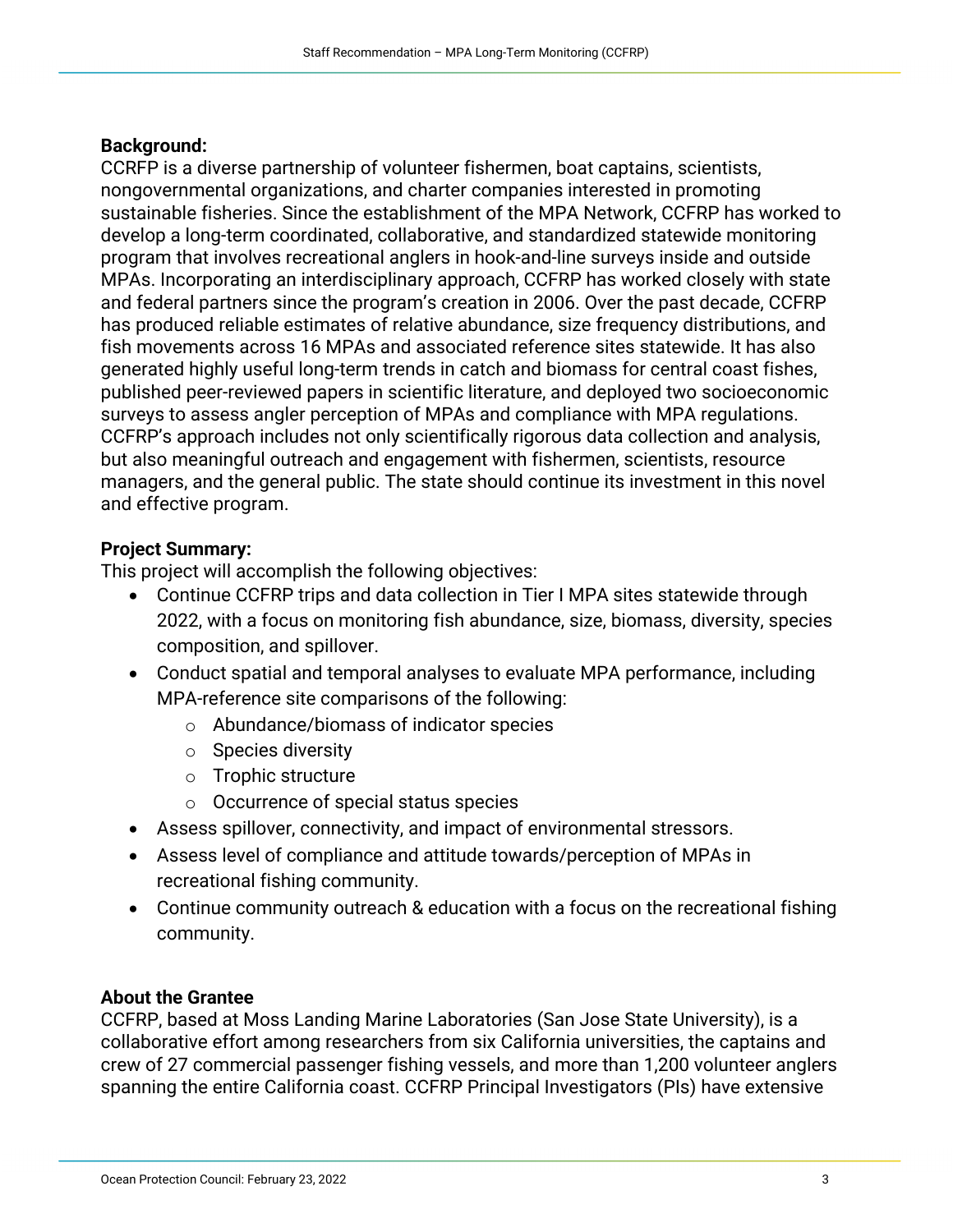**Background:**
CCRFP is a diverse partnership of volunteer fishermen, boat captains, scientists, nongovernmental organizations, and charter companies interested in promoting sustainable fisheries. Since the establishment of the MPA Network, CCFRP has worked to develop a long-term coordinated, collaborative, and standardized statewide monitoring program that involves recreational anglers in hook-and-line surveys inside and outside MPAs. Incorporating an interdisciplinary approach, CCFRP has worked closely with state and federal partners since the program's creation in 2006. Over the past decade, CCFRP has produced reliable estimates of relative abundance, size frequency distributions, and fish movements across 16 MPAs and associated reference sites statewide. It has also generated highly useful long-term trends in catch and biomass for central coast fishes, published peer-reviewed papers in scientific literature, and deployed two socioeconomic surveys to assess angler perception of MPAs and compliance with MPA regulations. CCFRP's approach includes not only scientifically rigorous data collection and analysis, but also meaningful outreach and engagement with fishermen, scientists, resource managers, and the general public. The state should continue its investment in this novel and effective program.

**Project Summary:**
This project will accomplish the following objectives:

- Continue CCFRP trips and data collection in Tier I MPA sites statewide through 2022, with a focus on monitoring fish abundance, size, biomass, diversity, species composition, and spillover.
- Conduct spatial and temporal analyses to evaluate MPA performance, including MPA-reference site comparisons of the following:
  - Abundance/biomass of indicator species
  - Species diversity
  - Trophic structure
  - Occurrence of special status species
- Assess spillover, connectivity, and impact of environmental stressors.
- Assess level of compliance and attitude towards/perception of MPAs in recreational fishing community.
- Continue community outreach & education with a focus on the recreational fishing community.

**About the Grantee**
CCFRP, based at Moss Landing Marine Laboratories (San Jose State University), is a collaborative effort among researchers from six California universities, the captains and crew of 27 commercial passenger fishing vessels, and more than 1,200 volunteer anglers spanning the entire California coast. CCFRP Principal Investigators (PIs) have extensive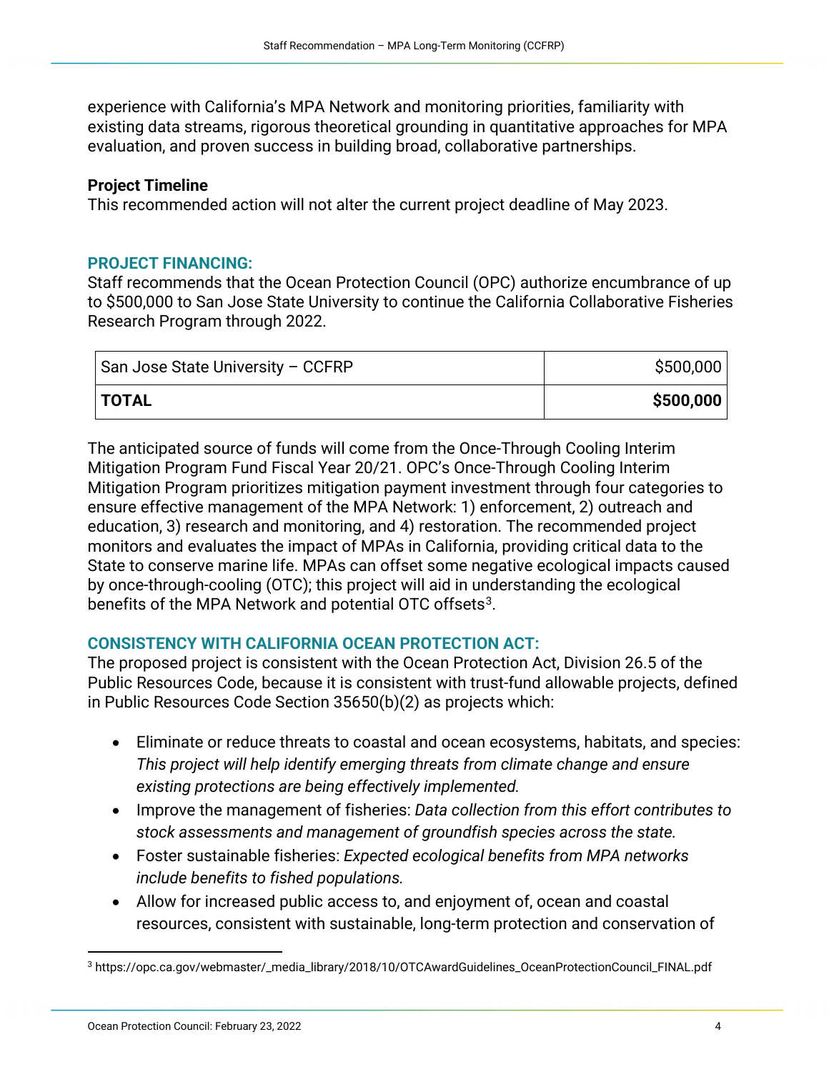experience with California's MPA Network and monitoring priorities, familiarity with existing data streams, rigorous theoretical grounding in quantitative approaches for MPA evaluation, and proven success in building broad, collaborative partnerships.

**Project Timeline**
This recommended action will not alter the current project deadline of May 2023.

## PROJECT FINANCING:

Staff recommends that the Ocean Protection Council (OPC) authorize encumbrance of up to $500,000 to San Jose State University to continue the California Collaborative Fisheries Research Program through 2022.

| San Jose State University – CCFRP | $500,000 |
|---|---|
| **TOTAL** | **$500,000** |

The anticipated source of funds will come from the Once-Through Cooling Interim Mitigation Program Fund Fiscal Year 20/21. OPC's Once-Through Cooling Interim Mitigation Program prioritizes mitigation payment investment through four categories to ensure effective management of the MPA Network: 1) enforcement, 2) outreach and education, 3) research and monitoring, and 4) restoration. The recommended project monitors and evaluates the impact of MPAs in California, providing critical data to the State to conserve marine life. MPAs can offset some negative ecological impacts caused by once-through-cooling (OTC); this project will aid in understanding the ecological benefits of the MPA Network and potential OTC offsets[3].

## CONSISTENCY WITH CALIFORNIA OCEAN PROTECTION ACT:

The proposed project is consistent with the Ocean Protection Act, Division 26.5 of the Public Resources Code, because it is consistent with trust-fund allowable projects, defined in Public Resources Code Section 35650(b)(2) as projects which:

- Eliminate or reduce threats to coastal and ocean ecosystems, habitats, and species: *This project will help identify emerging threats from climate change and ensure existing protections are being effectively implemented.*
- Improve the management of fisheries: *Data collection from this effort contributes to stock assessments and management of groundfish species across the state.*
- Foster sustainable fisheries: *Expected ecological benefits from MPA networks include benefits to fished populations.*
- Allow for increased public access to, and enjoyment of, ocean and coastal resources, consistent with sustainable, long-term protection and conservation of

[3] https://opc.ca.gov/webmaster/_media_library/2018/10/OTCAwardGuidelines_OceanProtectionCouncil_FINAL.pdf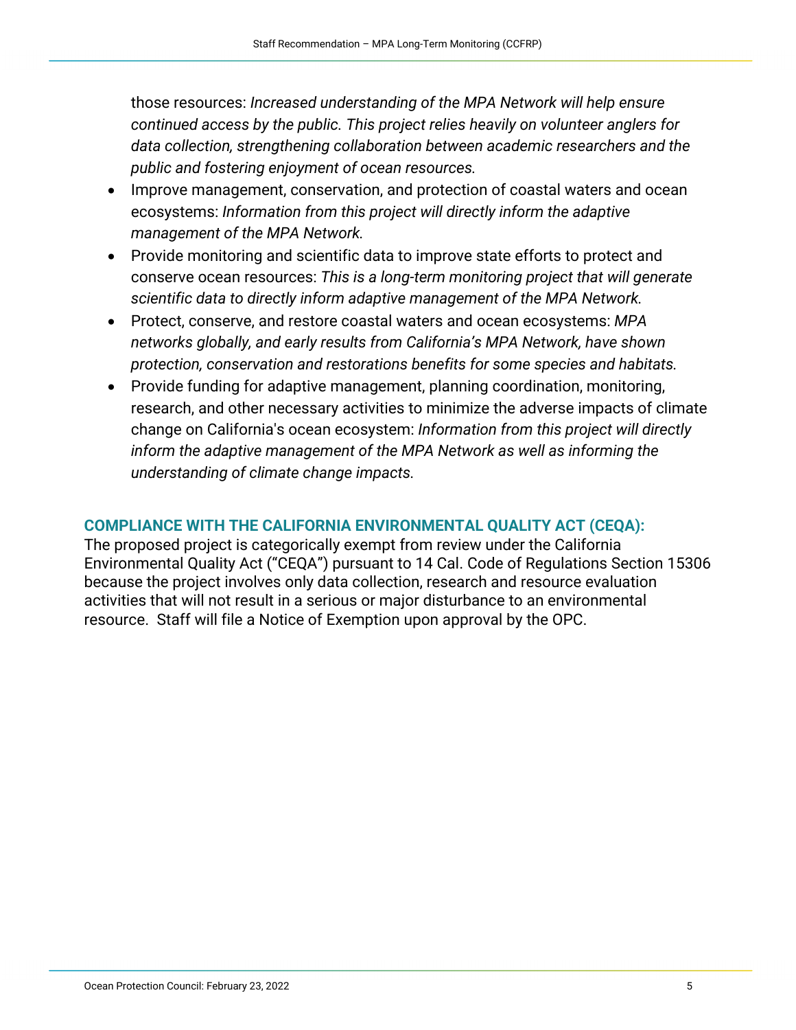those resources: *Increased understanding of the MPA Network will help ensure continued access by the public. This project relies heavily on volunteer anglers for data collection, strengthening collaboration between academic researchers and the public and fostering enjoyment of ocean resources.*

- Improve management, conservation, and protection of coastal waters and ocean ecosystems: *Information from this project will directly inform the adaptive management of the MPA Network.*
- Provide monitoring and scientific data to improve state efforts to protect and conserve ocean resources: *This is a long-term monitoring project that will generate scientific data to directly inform adaptive management of the MPA Network.*
- Protect, conserve, and restore coastal waters and ocean ecosystems: *MPA networks globally, and early results from California's MPA Network, have shown protection, conservation and restorations benefits for some species and habitats.*
- Provide funding for adaptive management, planning coordination, monitoring, research, and other necessary activities to minimize the adverse impacts of climate change on California's ocean ecosystem: *Information from this project will directly inform the adaptive management of the MPA Network as well as informing the understanding of climate change impacts.*

## COMPLIANCE WITH THE CALIFORNIA ENVIRONMENTAL QUALITY ACT (CEQA):

The proposed project is categorically exempt from review under the California Environmental Quality Act ("CEQA") pursuant to 14 Cal. Code of Regulations Section 15306 because the project involves only data collection, research and resource evaluation activities that will not result in a serious or major disturbance to an environmental resource. Staff will file a Notice of Exemption upon approval by the OPC.